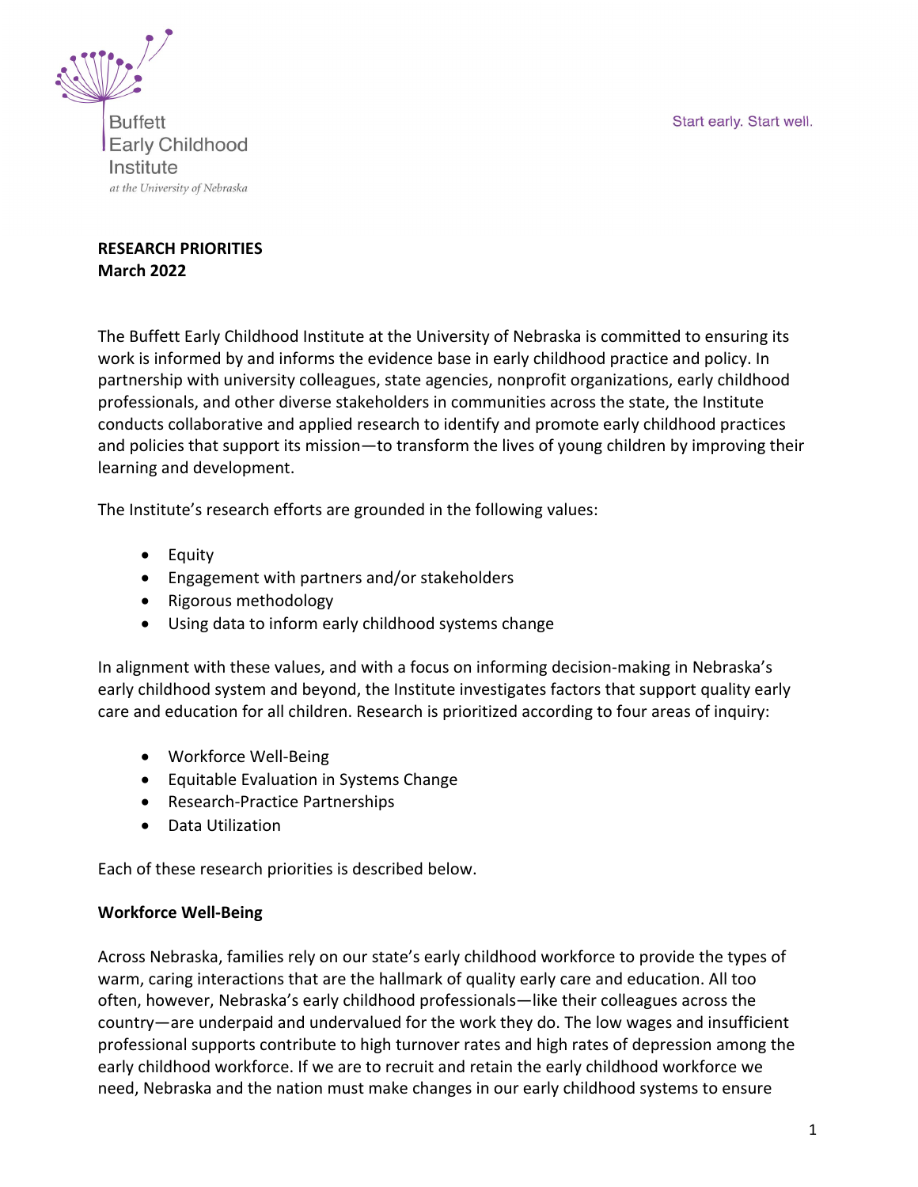Buffett Early Childhood Institute
*at the University of Nebraska*

Start early. Start well.

**RESEARCH PRIORITIES**
**March 2022**

The Buffett Early Childhood Institute at the University of Nebraska is committed to ensuring its work is informed by and informs the evidence base in early childhood practice and policy. In partnership with university colleagues, state agencies, nonprofit organizations, early childhood professionals, and other diverse stakeholders in communities across the state, the Institute conducts collaborative and applied research to identify and promote early childhood practices and policies that support its mission—to transform the lives of young children by improving their learning and development.

The Institute's research efforts are grounded in the following values:

- Equity
- Engagement with partners and/or stakeholders
- Rigorous methodology
- Using data to inform early childhood systems change

In alignment with these values, and with a focus on informing decision-making in Nebraska's early childhood system and beyond, the Institute investigates factors that support quality early care and education for all children. Research is prioritized according to four areas of inquiry:

- Workforce Well-Being
- Equitable Evaluation in Systems Change
- Research-Practice Partnerships
- Data Utilization

Each of these research priorities is described below.

**Workforce Well-Being**

Across Nebraska, families rely on our state's early childhood workforce to provide the types of warm, caring interactions that are the hallmark of quality early care and education. All too often, however, Nebraska's early childhood professionals—like their colleagues across the country—are underpaid and undervalued for the work they do. The low wages and insufficient professional supports contribute to high turnover rates and high rates of depression among the early childhood workforce. If we are to recruit and retain the early childhood workforce we need, Nebraska and the nation must make changes in our early childhood systems to ensure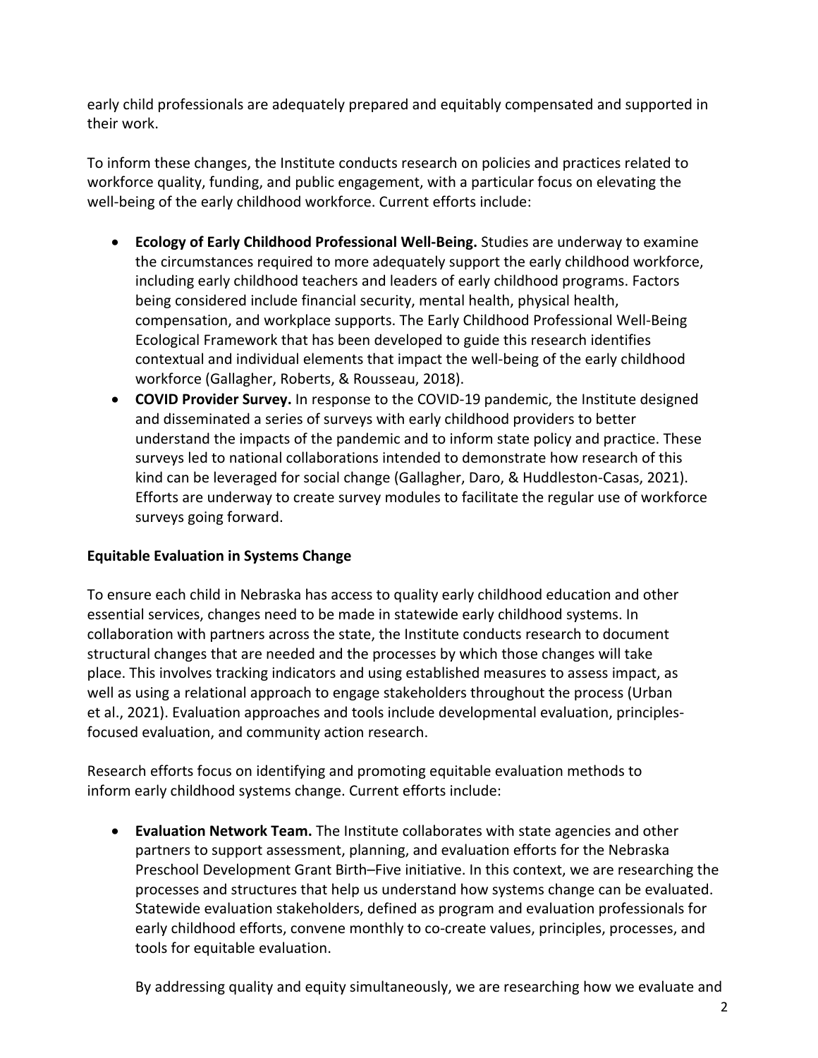early child professionals are adequately prepared and equitably compensated and supported in their work.

To inform these changes, the Institute conducts research on policies and practices related to workforce quality, funding, and public engagement, with a particular focus on elevating the well-being of the early childhood workforce. Current efforts include:

- **Ecology of Early Childhood Professional Well-Being.** Studies are underway to examine the circumstances required to more adequately support the early childhood workforce, including early childhood teachers and leaders of early childhood programs. Factors being considered include financial security, mental health, physical health, compensation, and workplace supports. The Early Childhood Professional Well-Being Ecological Framework that has been developed to guide this research identifies contextual and individual elements that impact the well-being of the early childhood workforce (Gallagher, Roberts, & Rousseau, 2018).
- **COVID Provider Survey.** In response to the COVID-19 pandemic, the Institute designed and disseminated a series of surveys with early childhood providers to better understand the impacts of the pandemic and to inform state policy and practice. These surveys led to national collaborations intended to demonstrate how research of this kind can be leveraged for social change (Gallagher, Daro, & Huddleston-Casas, 2021). Efforts are underway to create survey modules to facilitate the regular use of workforce surveys going forward.

**Equitable Evaluation in Systems Change**

To ensure each child in Nebraska has access to quality early childhood education and other essential services, changes need to be made in statewide early childhood systems. In collaboration with partners across the state, the Institute conducts research to document structural changes that are needed and the processes by which those changes will take place. This involves tracking indicators and using established measures to assess impact, as well as using a relational approach to engage stakeholders throughout the process (Urban et al., 2021). Evaluation approaches and tools include developmental evaluation, principles-focused evaluation, and community action research.

Research efforts focus on identifying and promoting equitable evaluation methods to inform early childhood systems change. Current efforts include:

- **Evaluation Network Team.** The Institute collaborates with state agencies and other partners to support assessment, planning, and evaluation efforts for the Nebraska Preschool Development Grant Birth–Five initiative. In this context, we are researching the processes and structures that help us understand how systems change can be evaluated. Statewide evaluation stakeholders, defined as program and evaluation professionals for early childhood efforts, convene monthly to co-create values, principles, processes, and tools for equitable evaluation.

  By addressing quality and equity simultaneously, we are researching how we evaluate and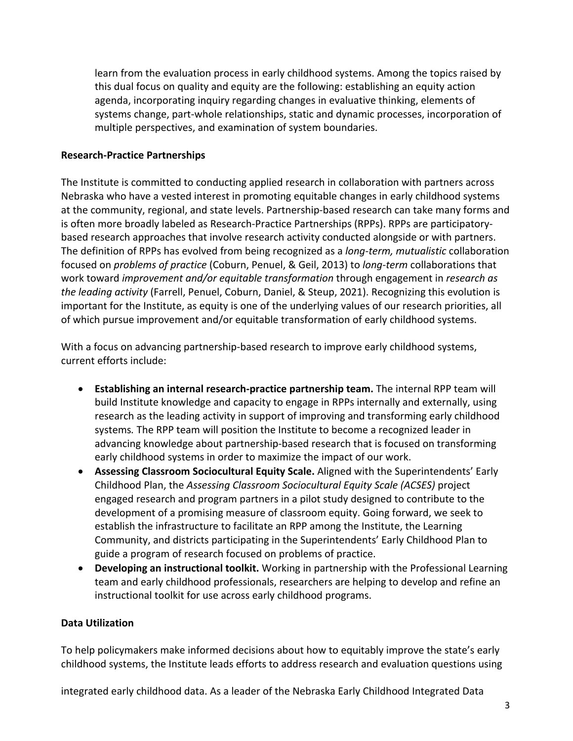learn from the evaluation process in early childhood systems. Among the topics raised by this dual focus on quality and equity are the following: establishing an equity action agenda, incorporating inquiry regarding changes in evaluative thinking, elements of systems change, part-whole relationships, static and dynamic processes, incorporation of multiple perspectives, and examination of system boundaries.

**Research-Practice Partnerships**

The Institute is committed to conducting applied research in collaboration with partners across Nebraska who have a vested interest in promoting equitable changes in early childhood systems at the community, regional, and state levels. Partnership-based research can take many forms and is often more broadly labeled as Research-Practice Partnerships (RPPs). RPPs are participatory-based research approaches that involve research activity conducted alongside or with partners. The definition of RPPs has evolved from being recognized as a *long-term, mutualistic* collaboration focused on *problems of practice* (Coburn, Penuel, & Geil, 2013) to *long-term* collaborations that work toward *improvement and/or equitable transformation* through engagement in *research as the leading activity* (Farrell, Penuel, Coburn, Daniel, & Steup, 2021). Recognizing this evolution is important for the Institute, as equity is one of the underlying values of our research priorities, all of which pursue improvement and/or equitable transformation of early childhood systems.

With a focus on advancing partnership-based research to improve early childhood systems, current efforts include:

- **Establishing an internal research-practice partnership team.** The internal RPP team will build Institute knowledge and capacity to engage in RPPs internally and externally, using research as the leading activity in support of improving and transforming early childhood systems. The RPP team will position the Institute to become a recognized leader in advancing knowledge about partnership-based research that is focused on transforming early childhood systems in order to maximize the impact of our work.
- **Assessing Classroom Sociocultural Equity Scale.** Aligned with the Superintendents' Early Childhood Plan, the *Assessing Classroom Sociocultural Equity Scale (ACSES)* project engaged research and program partners in a pilot study designed to contribute to the development of a promising measure of classroom equity. Going forward, we seek to establish the infrastructure to facilitate an RPP among the Institute, the Learning Community, and districts participating in the Superintendents' Early Childhood Plan to guide a program of research focused on problems of practice.
- **Developing an instructional toolkit.** Working in partnership with the Professional Learning team and early childhood professionals, researchers are helping to develop and refine an instructional toolkit for use across early childhood programs.

**Data Utilization**

To help policymakers make informed decisions about how to equitably improve the state's early childhood systems, the Institute leads efforts to address research and evaluation questions using integrated early childhood data. As a leader of the Nebraska Early Childhood Integrated Data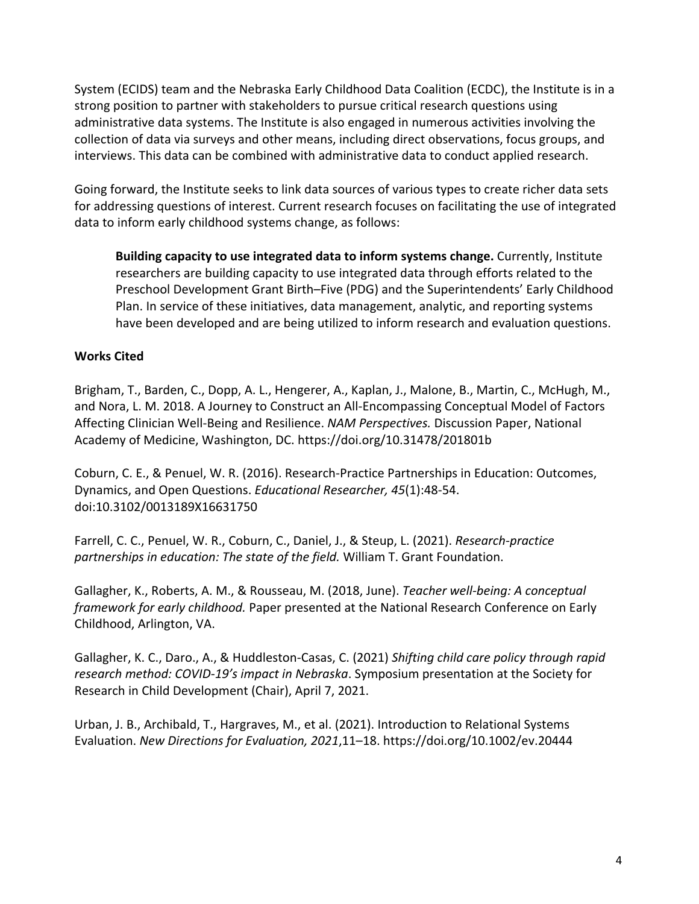System (ECIDS) team and the Nebraska Early Childhood Data Coalition (ECDC), the Institute is in a strong position to partner with stakeholders to pursue critical research questions using administrative data systems. The Institute is also engaged in numerous activities involving the collection of data via surveys and other means, including direct observations, focus groups, and interviews. This data can be combined with administrative data to conduct applied research.

Going forward, the Institute seeks to link data sources of various types to create richer data sets for addressing questions of interest. Current research focuses on facilitating the use of integrated data to inform early childhood systems change, as follows:

> **Building capacity to use integrated data to inform systems change.** Currently, Institute researchers are building capacity to use integrated data through efforts related to the Preschool Development Grant Birth–Five (PDG) and the Superintendents' Early Childhood Plan. In service of these initiatives, data management, analytic, and reporting systems have been developed and are being utilized to inform research and evaluation questions.

**Works Cited**

Brigham, T., Barden, C., Dopp, A. L., Hengerer, A., Kaplan, J., Malone, B., Martin, C., McHugh, M., and Nora, L. M. 2018. A Journey to Construct an All-Encompassing Conceptual Model of Factors Affecting Clinician Well-Being and Resilience. *NAM Perspectives.* Discussion Paper, National Academy of Medicine, Washington, DC. https://doi.org/10.31478/201801b

Coburn, C. E., & Penuel, W. R. (2016). Research-Practice Partnerships in Education: Outcomes, Dynamics, and Open Questions. *Educational Researcher, 45*(1):48-54. doi:10.3102/0013189X16631750

Farrell, C. C., Penuel, W. R., Coburn, C., Daniel, J., & Steup, L. (2021). *Research-practice partnerships in education: The state of the field.* William T. Grant Foundation.

Gallagher, K., Roberts, A. M., & Rousseau, M. (2018, June). *Teacher well-being: A conceptual framework for early childhood.* Paper presented at the National Research Conference on Early Childhood, Arlington, VA.

Gallagher, K. C., Daro., A., & Huddleston-Casas, C. (2021) *Shifting child care policy through rapid research method: COVID-19's impact in Nebraska*. Symposium presentation at the Society for Research in Child Development (Chair), April 7, 2021.

Urban, J. B., Archibald, T., Hargraves, M., et al. (2021). Introduction to Relational Systems Evaluation. *New Directions for Evaluation, 2021*,11–18. https://doi.org/10.1002/ev.20444